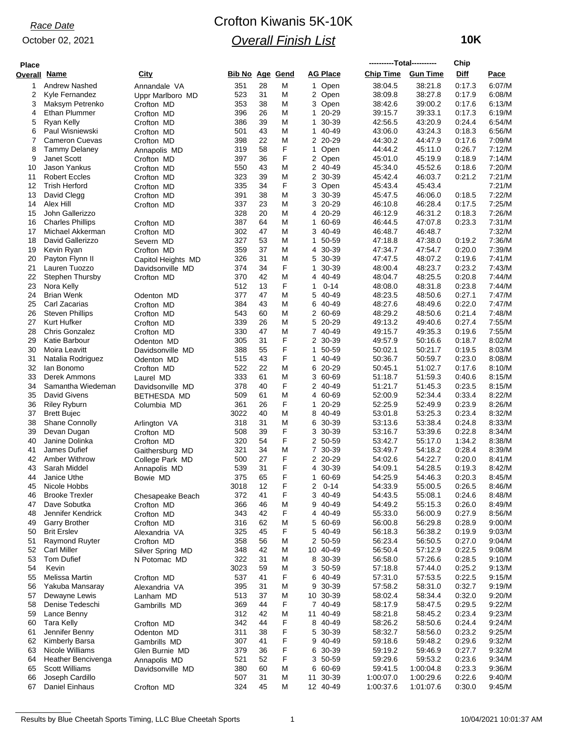*Race Date*

October 02, 2021

# Crofton Kiwanis 5K-10K

## *Overall Finish List*

**10K**

| Place Overall | Name | City | Bib No | Age | Gend | AG Place | ----------Total---------- Chip Time | Gun Time | Chip Diff | Pace |
|---|---|---|---|---|---|---|---|---|---|---|
| 1 | Andrew Nashed | Annandale VA | 351 | 28 | M | 1 Open | 38:04.5 | 38:21.8 | 0:17.3 | 6:07/M |
| 2 | Kyle Fernandez | Uppr Marlboro MD | 523 | 31 | M | 2 Open | 38:09.8 | 38:27.8 | 0:17.9 | 6:08/M |
| 3 | Maksym Petrenko | Crofton MD | 353 | 38 | M | 3 Open | 38:42.6 | 39:00.2 | 0:17.6 | 6:13/M |
| 4 | Ethan Plummer | Crofton MD | 396 | 26 | M | 1 20-29 | 39:15.7 | 39:33.1 | 0:17.3 | 6:19/M |
| 5 | Ryan Kelly | Crofton MD | 386 | 39 | M | 1 30-39 | 42:56.5 | 43:20.9 | 0:24.4 | 6:54/M |
| 6 | Paul Wisniewski | Crofton MD | 501 | 43 | M | 1 40-49 | 43:06.0 | 43:24.3 | 0:18.3 | 6:56/M |
| 7 | Cameron Cuevas | Crofton MD | 398 | 22 | M | 2 20-29 | 44:30.2 | 44:47.9 | 0:17.6 | 7:09/M |
| 8 | Tammy Delaney | Annapolis MD | 319 | 58 | F | 1 Open | 44:44.2 | 45:11.0 | 0:26.7 | 7:12/M |
| 9 | Janet Scott | Crofton MD | 397 | 36 | F | 2 Open | 45:01.0 | 45:19.9 | 0:18.9 | 7:14/M |
| 10 | Jason Yankus | Crofton MD | 550 | 43 | M | 2 40-49 | 45:34.0 | 45:52.6 | 0:18.6 | 7:20/M |
| 11 | Robert Eccles | Crofton MD | 323 | 39 | M | 2 30-39 | 45:42.4 | 46:03.7 | 0:21.2 | 7:21/M |
| 12 | Trish Herford | Crofton MD | 335 | 34 | F | 3 Open | 45:43.4 | 45:43.4 | | 7:21/M |
| 13 | David Clegg | Crofton MD | 391 | 38 | M | 3 30-39 | 45:47.5 | 46:06.0 | 0:18.5 | 7:22/M |
| 14 | Alex Hill | Crofton MD | 337 | 23 | M | 3 20-29 | 46:10.8 | 46:28.4 | 0:17.5 | 7:25/M |
| 15 | John Gallerizzo | | 328 | 20 | M | 4 20-29 | 46:12.9 | 46:31.2 | 0:18.3 | 7:26/M |
| 16 | Charles Phillips | Crofton MD | 387 | 64 | M | 1 60-69 | 46:44.5 | 47:07.8 | 0:23.3 | 7:31/M |
| 17 | Michael Akkerman | Crofton MD | 302 | 47 | M | 3 40-49 | 46:48.7 | 46:48.7 | | 7:32/M |
| 18 | David Gallerizzo | Severn MD | 327 | 53 | M | 1 50-59 | 47:18.8 | 47:38.0 | 0:19.2 | 7:36/M |
| 19 | Kevin Ryan | Crofton MD | 359 | 37 | M | 4 30-39 | 47:34.7 | 47:54.7 | 0:20.0 | 7:39/M |
| 20 | Payton Flynn II | Capitol Heights MD | 326 | 31 | M | 5 30-39 | 47:47.5 | 48:07.2 | 0:19.6 | 7:41/M |
| 21 | Lauren Tuozzo | Davidsonville MD | 374 | 34 | F | 1 30-39 | 48:00.4 | 48:23.7 | 0:23.2 | 7:43/M |
| 22 | Stephen Thursby | Crofton MD | 370 | 42 | M | 4 40-49 | 48:04.7 | 48:25.5 | 0:20.8 | 7:44/M |
| 23 | Nora Kelly | | 512 | 13 | F | 1 0-14 | 48:08.0 | 48:31.8 | 0:23.8 | 7:44/M |
| 24 | Brian Wenk | Odenton MD | 377 | 47 | M | 5 40-49 | 48:23.5 | 48:50.6 | 0:27.1 | 7:47/M |
| 25 | Carl Zacarias | Crofton MD | 384 | 43 | M | 6 40-49 | 48:27.6 | 48:49.6 | 0:22.0 | 7:47/M |
| 26 | Steven Phillips | Crofton MD | 543 | 60 | M | 2 60-69 | 48:29.2 | 48:50.6 | 0:21.4 | 7:48/M |
| 27 | Kurt Hufker | Crofton MD | 339 | 26 | M | 5 20-29 | 49:13.2 | 49:40.6 | 0:27.4 | 7:55/M |
| 28 | Chris Gonzalez | Crofton MD | 330 | 47 | M | 7 40-49 | 49:15.7 | 49:35.3 | 0:19.6 | 7:55/M |
| 29 | Katie Barbour | Odenton MD | 305 | 31 | F | 2 30-39 | 49:57.9 | 50:16.6 | 0:18.7 | 8:02/M |
| 30 | Moira Leavitt | Davidsonville MD | 388 | 55 | F | 1 50-59 | 50:02.1 | 50:21.7 | 0:19.5 | 8:03/M |
| 31 | Natalia Rodriguez | Odenton MD | 515 | 43 | F | 1 40-49 | 50:36.7 | 50:59.7 | 0:23.0 | 8:08/M |
| 32 | Ian Bonomo | Crofton MD | 522 | 22 | M | 6 20-29 | 50:45.1 | 51:02.7 | 0:17.6 | 8:10/M |
| 33 | Derek Ammons | Laurel MD | 333 | 61 | M | 3 60-69 | 51:18.7 | 51:59.3 | 0:40.6 | 8:15/M |
| 34 | Samantha Wiedeman | Davidsonville MD | 378 | 40 | F | 2 40-49 | 51:21.7 | 51:45.3 | 0:23.5 | 8:15/M |
| 35 | David Givens | BETHESDA MD | 509 | 61 | M | 4 60-69 | 52:00.9 | 52:34.4 | 0:33.4 | 8:22/M |
| 36 | Riley Ryburn | Columbia MD | 361 | 26 | F | 1 20-29 | 52:25.9 | 52:49.9 | 0:23.9 | 8:26/M |
| 37 | Brett Bujec | | 3022 | 40 | M | 8 40-49 | 53:01.8 | 53:25.3 | 0:23.4 | 8:32/M |
| 38 | Shane Connolly | Arlington VA | 318 | 31 | M | 6 30-39 | 53:13.6 | 53:38.4 | 0:24.8 | 8:33/M |
| 39 | Devan Dugan | Crofton MD | 508 | 39 | F | 3 30-39 | 53:16.7 | 53:39.6 | 0:22.8 | 8:34/M |
| 40 | Janine Dolinka | Crofton MD | 320 | 54 | F | 2 50-59 | 53:42.7 | 55:17.0 | 1:34.2 | 8:38/M |
| 41 | James Dufief | Gaithersburg MD | 321 | 34 | M | 7 30-39 | 53:49.7 | 54:18.2 | 0:28.4 | 8:39/M |
| 42 | Amber Withrow | College Park MD | 500 | 27 | F | 2 20-29 | 54:02.6 | 54:22.7 | 0:20.0 | 8:41/M |
| 43 | Sarah Middel | Annapolis MD | 539 | 31 | F | 4 30-39 | 54:09.1 | 54:28.5 | 0:19.3 | 8:42/M |
| 44 | Janice Uthe | Bowie MD | 375 | 65 | F | 1 60-69 | 54:25.9 | 54:46.3 | 0:20.3 | 8:45/M |
| 45 | Nicole Hobbs | | 3018 | 12 | F | 2 0-14 | 54:33.9 | 55:00.5 | 0:26.5 | 8:46/M |
| 46 | Brooke Trexler | Chesapeake Beach | 372 | 41 | F | 3 40-49 | 54:43.5 | 55:08.1 | 0:24.6 | 8:48/M |
| 47 | Dave Sobutka | Crofton MD | 366 | 46 | M | 9 40-49 | 54:49.2 | 55:15.3 | 0:26.0 | 8:49/M |
| 48 | Jennifer Kendrick | Crofton MD | 343 | 42 | F | 4 40-49 | 55:33.0 | 56:00.9 | 0:27.9 | 8:56/M |
| 49 | Garry Brother | Crofton MD | 316 | 62 | M | 5 60-69 | 56:00.8 | 56:29.8 | 0:28.9 | 9:00/M |
| 50 | Brit Erslev | Alexandria VA | 325 | 45 | F | 5 40-49 | 56:18.3 | 56:38.2 | 0:19.9 | 9:03/M |
| 51 | Raymond Ruyter | Crofton MD | 358 | 56 | M | 2 50-59 | 56:23.4 | 56:50.5 | 0:27.0 | 9:04/M |
| 52 | Carl Miller | Silver Spring MD | 348 | 42 | M | 10 40-49 | 56:50.4 | 57:12.9 | 0:22.5 | 9:08/M |
| 53 | Tom Dufief | N Potomac MD | 322 | 31 | M | 8 30-39 | 56:58.0 | 57:26.6 | 0:28.5 | 9:10/M |
| 54 | Kevin | | 3023 | 59 | M | 3 50-59 | 57:18.8 | 57:44.0 | 0:25.2 | 9:13/M |
| 55 | Melissa Martin | Crofton MD | 537 | 41 | F | 6 40-49 | 57:31.0 | 57:53.5 | 0:22.5 | 9:15/M |
| 56 | Yakuba Mansaray | Alexandria VA | 395 | 31 | M | 9 30-39 | 57:58.2 | 58:31.0 | 0:32.7 | 9:19/M |
| 57 | Dewayne Lewis | Lanham MD | 513 | 37 | M | 10 30-39 | 58:02.4 | 58:34.4 | 0:32.0 | 9:20/M |
| 58 | Denise Tedeschi | Gambrills MD | 369 | 44 | F | 7 40-49 | 58:17.9 | 58:47.5 | 0:29.5 | 9:22/M |
| 59 | Lance Benny | | 312 | 42 | M | 11 40-49 | 58:21.8 | 58:45.2 | 0:23.4 | 9:23/M |
| 60 | Tara Kelly | Crofton MD | 342 | 44 | F | 8 40-49 | 58:26.2 | 58:50.6 | 0:24.4 | 9:24/M |
| 61 | Jennifer Benny | Odenton MD | 311 | 38 | F | 5 30-39 | 58:32.7 | 58:56.0 | 0:23.2 | 9:25/M |
| 62 | Kimberly Barsa | Gambrills MD | 307 | 41 | F | 9 40-49 | 59:18.6 | 59:48.2 | 0:29.6 | 9:32/M |
| 63 | Nicole Williams | Glen Burnie MD | 379 | 36 | F | 6 30-39 | 59:19.2 | 59:46.9 | 0:27.7 | 9:32/M |
| 64 | Heather Bencivenga | Annapolis MD | 521 | 52 | F | 3 50-59 | 59:29.6 | 59:53.2 | 0:23.6 | 9:34/M |
| 65 | Scott Williams | Davidsonville MD | 380 | 60 | M | 6 60-69 | 59:41.5 | 1:00:04.8 | 0:23.3 | 9:36/M |
| 66 | Joseph Cardillo | | 507 | 31 | M | 11 30-39 | 1:00:07.0 | 1:00:29.6 | 0:22.6 | 9:40/M |
| 67 | Daniel Einhaus | Crofton MD | 324 | 45 | M | 12 40-49 | 1:00:37.6 | 1:01:07.6 | 0:30.0 | 9:45/M |

Results by Blue Cheetah Sports Timing, LLC Blue Cheetah Sports — 10/04/2021 10:01:37 AM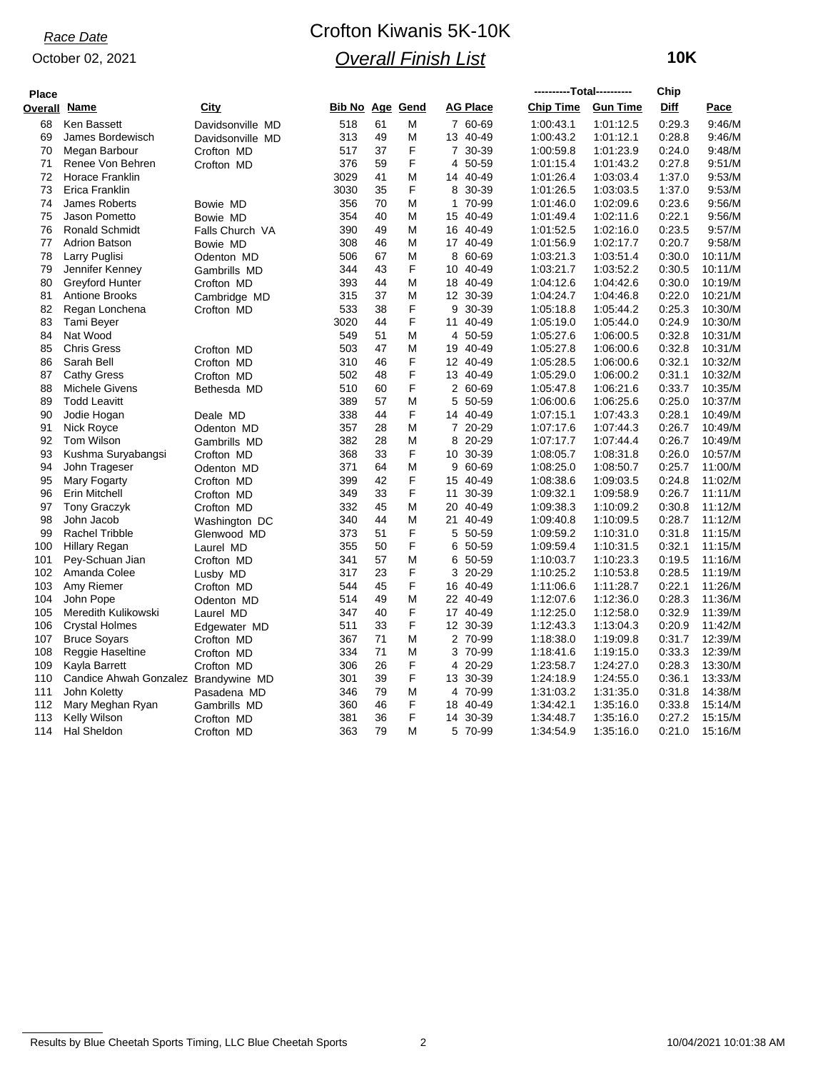*Race Date*

October 02, 2021

# Crofton Kiwanis 5K-10K

## *Overall Finish List*

**10K**

| Place Overall | Name | City | Bib No | Age | Gend | AG Place | Chip Time | Gun Time | Chip Diff | Pace |
|---|---|---|---|---|---|---|---|---|---|---|
| 68 | Ken Bassett | Davidsonville MD | 518 | 61 | M | 7 60-69 | 1:00:43.1 | 1:01:12.5 | 0:29.3 | 9:46/M |
| 69 | James Bordewisch | Davidsonville MD | 313 | 49 | M | 13 40-49 | 1:00:43.2 | 1:01:12.1 | 0:28.8 | 9:46/M |
| 70 | Megan Barbour | Crofton MD | 517 | 37 | F | 7 30-39 | 1:00:59.8 | 1:01:23.9 | 0:24.0 | 9:48/M |
| 71 | Renee Von Behren | Crofton MD | 376 | 59 | F | 4 50-59 | 1:01:15.4 | 1:01:43.2 | 0:27.8 | 9:51/M |
| 72 | Horace Franklin | | 3029 | 41 | M | 14 40-49 | 1:01:26.4 | 1:03:03.4 | 1:37.0 | 9:53/M |
| 73 | Erica Franklin | | 3030 | 35 | F | 8 30-39 | 1:01:26.5 | 1:03:03.5 | 1:37.0 | 9:53/M |
| 74 | James Roberts | Bowie MD | 356 | 70 | M | 1 70-99 | 1:01:46.0 | 1:02:09.6 | 0:23.6 | 9:56/M |
| 75 | Jason Pometto | Bowie MD | 354 | 40 | M | 15 40-49 | 1:01:49.4 | 1:02:11.6 | 0:22.1 | 9:56/M |
| 76 | Ronald Schmidt | Falls Church VA | 390 | 49 | M | 16 40-49 | 1:01:52.5 | 1:02:16.0 | 0:23.5 | 9:57/M |
| 77 | Adrion Batson | Bowie MD | 308 | 46 | M | 17 40-49 | 1:01:56.9 | 1:02:17.7 | 0:20.7 | 9:58/M |
| 78 | Larry Puglisi | Odenton MD | 506 | 67 | M | 8 60-69 | 1:03:21.3 | 1:03:51.4 | 0:30.0 | 10:11/M |
| 79 | Jennifer Kenney | Gambrills MD | 344 | 43 | F | 10 40-49 | 1:03:21.7 | 1:03:52.2 | 0:30.5 | 10:11/M |
| 80 | Greyford Hunter | Crofton MD | 393 | 44 | M | 18 40-49 | 1:04:12.6 | 1:04:42.6 | 0:30.0 | 10:19/M |
| 81 | Antione Brooks | Cambridge MD | 315 | 37 | M | 12 30-39 | 1:04:24.7 | 1:04:46.8 | 0:22.0 | 10:21/M |
| 82 | Regan Lonchena | Crofton MD | 533 | 38 | F | 9 30-39 | 1:05:18.8 | 1:05:44.2 | 0:25.3 | 10:30/M |
| 83 | Tami Beyer | | 3020 | 44 | F | 11 40-49 | 1:05:19.0 | 1:05:44.0 | 0:24.9 | 10:30/M |
| 84 | Nat Wood | | 549 | 51 | M | 4 50-59 | 1:05:27.6 | 1:06:00.5 | 0:32.8 | 10:31/M |
| 85 | Chris Gress | Crofton MD | 503 | 47 | M | 19 40-49 | 1:05:27.8 | 1:06:00.6 | 0:32.8 | 10:31/M |
| 86 | Sarah Bell | Crofton MD | 310 | 46 | F | 12 40-49 | 1:05:28.5 | 1:06:00.6 | 0:32.1 | 10:32/M |
| 87 | Cathy Gress | Crofton MD | 502 | 48 | F | 13 40-49 | 1:05:29.0 | 1:06:00.2 | 0:31.1 | 10:32/M |
| 88 | Michele Givens | Bethesda MD | 510 | 60 | F | 2 60-69 | 1:05:47.8 | 1:06:21.6 | 0:33.7 | 10:35/M |
| 89 | Todd Leavitt | | 389 | 57 | M | 5 50-59 | 1:06:00.6 | 1:06:25.6 | 0:25.0 | 10:37/M |
| 90 | Jodie Hogan | Deale MD | 338 | 44 | F | 14 40-49 | 1:07:15.1 | 1:07:43.3 | 0:28.1 | 10:49/M |
| 91 | Nick Royce | Odenton MD | 357 | 28 | M | 7 20-29 | 1:07:17.6 | 1:07:44.3 | 0:26.7 | 10:49/M |
| 92 | Tom Wilson | Gambrills MD | 382 | 28 | M | 8 20-29 | 1:07:17.7 | 1:07:44.4 | 0:26.7 | 10:49/M |
| 93 | Kushma Suryabangsi | Crofton MD | 368 | 33 | F | 10 30-39 | 1:08:05.7 | 1:08:31.8 | 0:26.0 | 10:57/M |
| 94 | John Trageser | Odenton MD | 371 | 64 | M | 9 60-69 | 1:08:25.0 | 1:08:50.7 | 0:25.7 | 11:00/M |
| 95 | Mary Fogarty | Crofton MD | 399 | 42 | F | 15 40-49 | 1:08:38.6 | 1:09:03.5 | 0:24.8 | 11:02/M |
| 96 | Erin Mitchell | Crofton MD | 349 | 33 | F | 11 30-39 | 1:09:32.1 | 1:09:58.9 | 0:26.7 | 11:11/M |
| 97 | Tony Graczyk | Crofton MD | 332 | 45 | M | 20 40-49 | 1:09:38.3 | 1:10:09.2 | 0:30.8 | 11:12/M |
| 98 | John Jacob | Washington DC | 340 | 44 | M | 21 40-49 | 1:09:40.8 | 1:10:09.5 | 0:28.7 | 11:12/M |
| 99 | Rachel Tribble | Glenwood MD | 373 | 51 | F | 5 50-59 | 1:09:59.2 | 1:10:31.0 | 0:31.8 | 11:15/M |
| 100 | Hillary Regan | Laurel MD | 355 | 50 | F | 6 50-59 | 1:09:59.4 | 1:10:31.5 | 0:32.1 | 11:15/M |
| 101 | Pey-Schuan Jian | Crofton MD | 341 | 57 | M | 6 50-59 | 1:10:03.7 | 1:10:23.3 | 0:19.5 | 11:16/M |
| 102 | Amanda Colee | Lusby MD | 317 | 23 | F | 3 20-29 | 1:10:25.2 | 1:10:53.8 | 0:28.5 | 11:19/M |
| 103 | Amy Riemer | Crofton MD | 544 | 45 | F | 16 40-49 | 1:11:06.6 | 1:11:28.7 | 0:22.1 | 11:26/M |
| 104 | John Pope | Odenton MD | 514 | 49 | M | 22 40-49 | 1:12:07.6 | 1:12:36.0 | 0:28.3 | 11:36/M |
| 105 | Meredith Kulikowski | Laurel MD | 347 | 40 | F | 17 40-49 | 1:12:25.0 | 1:12:58.0 | 0:32.9 | 11:39/M |
| 106 | Crystal Holmes | Edgewater MD | 511 | 33 | F | 12 30-39 | 1:12:43.3 | 1:13:04.3 | 0:20.9 | 11:42/M |
| 107 | Bruce Soyars | Crofton MD | 367 | 71 | M | 2 70-99 | 1:18:38.0 | 1:19:09.8 | 0:31.7 | 12:39/M |
| 108 | Reggie Haseltine | Crofton MD | 334 | 71 | M | 3 70-99 | 1:18:41.6 | 1:19:15.0 | 0:33.3 | 12:39/M |
| 109 | Kayla Barrett | Crofton MD | 306 | 26 | F | 4 20-29 | 1:23:58.7 | 1:24:27.0 | 0:28.3 | 13:30/M |
| 110 | Candice Ahwah Gonzalez | Brandywine MD | 301 | 39 | F | 13 30-39 | 1:24:18.9 | 1:24:55.0 | 0:36.1 | 13:33/M |
| 111 | John Koletty | Pasadena MD | 346 | 79 | M | 4 70-99 | 1:31:03.2 | 1:31:35.0 | 0:31.8 | 14:38/M |
| 112 | Mary Meghan Ryan | Gambrills MD | 360 | 46 | F | 18 40-49 | 1:34:42.1 | 1:35:16.0 | 0:33.8 | 15:14/M |
| 113 | Kelly Wilson | Crofton MD | 381 | 36 | F | 14 30-39 | 1:34:48.7 | 1:35:16.0 | 0:27.2 | 15:15/M |
| 114 | Hal Sheldon | Crofton MD | 363 | 79 | M | 5 70-99 | 1:34:54.9 | 1:35:16.0 | 0:21.0 | 15:16/M |

Results by Blue Cheetah Sports Timing, LLC Blue Cheetah Sports — 10/04/2021 10:01:38 AM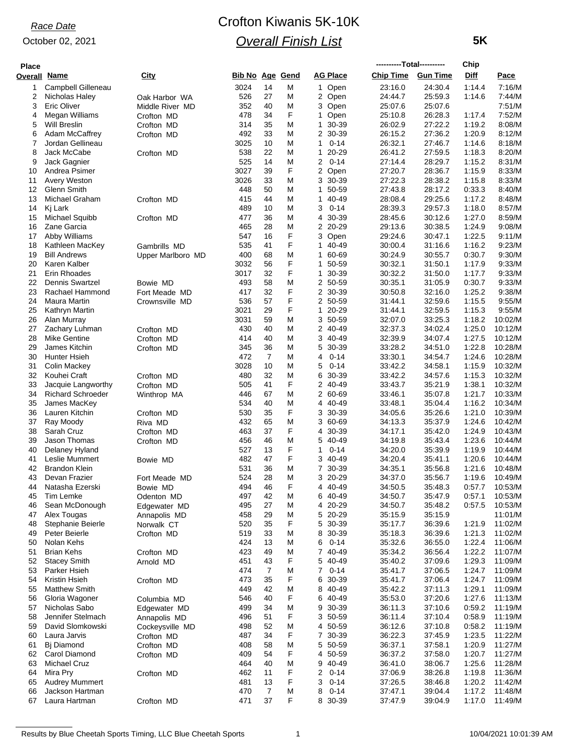*Race Date*

October 02, 2021

# Crofton Kiwanis 5K-10K

## *Overall Finish List*

**5K**

| Place Overall | Name | City | Bib No | Age | Gend | AG Place | ----------Total---------- Chip Time | Gun Time | Chip Diff | Pace |
|---|---|---|---|---|---|---|---|---|---|---|
| 1 | Campbell Gilleneau | | 3024 | 14 | M | 1 Open | 23:16.0 | 24:30.4 | 1:14.4 | 7:16/M |
| 2 | Nicholas Haley | Oak Harbor WA | 526 | 27 | M | 2 Open | 24:44.7 | 25:59.3 | 1:14.6 | 7:44/M |
| 3 | Eric Oliver | Middle River MD | 352 | 40 | M | 3 Open | 25:07.6 | 25:07.6 | | 7:51/M |
| 4 | Megan Williams | Crofton MD | 478 | 34 | F | 1 Open | 25:10.8 | 26:28.3 | 1:17.4 | 7:52/M |
| 5 | Will Breslin | Crofton MD | 314 | 35 | M | 1 30-39 | 26:02.9 | 27:22.2 | 1:19.2 | 8:08/M |
| 6 | Adam McCaffrey | Crofton MD | 492 | 33 | M | 2 30-39 | 26:15.2 | 27:36.2 | 1:20.9 | 8:12/M |
| 7 | Jordan Gellineau | | 3025 | 10 | M | 1 0-14 | 26:32.1 | 27:46.7 | 1:14.6 | 8:18/M |
| 8 | Jack McCabe | Crofton MD | 538 | 22 | M | 1 20-29 | 26:41.2 | 27:59.5 | 1:18.3 | 8:20/M |
| 9 | Jack Gagnier | | 525 | 14 | M | 2 0-14 | 27:14.4 | 28:29.7 | 1:15.2 | 8:31/M |
| 10 | Andrea Psimer | | 3027 | 39 | F | 2 Open | 27:20.7 | 28:36.7 | 1:15.9 | 8:33/M |
| 11 | Avery Weston | | 3026 | 33 | M | 3 30-39 | 27:22.3 | 28:38.2 | 1:15.8 | 8:33/M |
| 12 | Glenn Smith | | 448 | 50 | M | 1 50-59 | 27:43.8 | 28:17.2 | 0:33.3 | 8:40/M |
| 13 | Michael Graham | Crofton MD | 415 | 44 | M | 1 40-49 | 28:08.4 | 29:25.6 | 1:17.2 | 8:48/M |
| 14 | Kj Lark | | 489 | 10 | M | 3 0-14 | 28:39.3 | 29:57.3 | 1:18.0 | 8:57/M |
| 15 | Michael Squibb | Crofton MD | 477 | 36 | M | 4 30-39 | 28:45.6 | 30:12.6 | 1:27.0 | 8:59/M |
| 16 | Zane Garcia | | 465 | 28 | M | 2 20-29 | 29:13.6 | 30:38.5 | 1:24.9 | 9:08/M |
| 17 | Abby Williams | | 547 | 16 | F | 3 Open | 29:24.6 | 30:47.1 | 1:22.5 | 9:11/M |
| 18 | Kathleen MacKey | Gambrills MD | 535 | 41 | F | 1 40-49 | 30:00.4 | 31:16.6 | 1:16.2 | 9:23/M |
| 19 | Bill Andrews | Upper Marlboro MD | 400 | 68 | M | 1 60-69 | 30:24.9 | 30:55.7 | 0:30.7 | 9:30/M |
| 20 | Karen Kalber | | 3032 | 56 | F | 1 50-59 | 30:32.1 | 31:50.1 | 1:17.9 | 9:33/M |
| 21 | Erin Rhoades | | 3017 | 32 | F | 1 30-39 | 30:32.2 | 31:50.0 | 1:17.7 | 9:33/M |
| 22 | Dennis Swartzel | Bowie MD | 493 | 58 | M | 2 50-59 | 30:35.1 | 31:05.9 | 0:30.7 | 9:33/M |
| 23 | Rachael Hammond | Fort Meade MD | 417 | 32 | F | 2 30-39 | 30:50.8 | 32:16.0 | 1:25.2 | 9:38/M |
| 24 | Maura Martin | Crownsville MD | 536 | 57 | F | 2 50-59 | 31:44.1 | 32:59.6 | 1:15.5 | 9:55/M |
| 25 | Kathryn Martin | | 3021 | 29 | F | 1 20-29 | 31:44.1 | 32:59.5 | 1:15.3 | 9:55/M |
| 26 | Alan Murray | | 3031 | 59 | M | 3 50-59 | 32:07.0 | 33:25.3 | 1:18.2 | 10:02/M |
| 27 | Zachary Luhman | Crofton MD | 430 | 40 | M | 2 40-49 | 32:37.3 | 34:02.4 | 1:25.0 | 10:12/M |
| 28 | Mike Gentine | Crofton MD | 414 | 40 | M | 3 40-49 | 32:39.9 | 34:07.4 | 1:27.5 | 10:12/M |
| 29 | James Kitchin | Crofton MD | 345 | 36 | M | 5 30-39 | 33:28.2 | 34:51.0 | 1:22.8 | 10:28/M |
| 30 | Hunter Hsieh | | 472 | 7 | M | 4 0-14 | 33:30.1 | 34:54.7 | 1:24.6 | 10:28/M |
| 31 | Colin Mackey | | 3028 | 10 | M | 5 0-14 | 33:42.2 | 34:58.1 | 1:15.9 | 10:32/M |
| 32 | Kouhei Craft | Crofton MD | 480 | 32 | M | 6 30-39 | 33:42.2 | 34:57.6 | 1:15.3 | 10:32/M |
| 33 | Jacquie Langworthy | Crofton MD | 505 | 41 | F | 2 40-49 | 33:43.7 | 35:21.9 | 1:38.1 | 10:32/M |
| 34 | Richard Schroeder | Winthrop MA | 446 | 67 | M | 2 60-69 | 33:46.1 | 35:07.8 | 1:21.7 | 10:33/M |
| 35 | James MacKey | | 534 | 40 | M | 4 40-49 | 33:48.1 | 35:04.4 | 1:16.2 | 10:34/M |
| 36 | Lauren Kitchin | Crofton MD | 530 | 35 | F | 3 30-39 | 34:05.6 | 35:26.6 | 1:21.0 | 10:39/M |
| 37 | Ray Moody | Riva MD | 432 | 65 | M | 3 60-69 | 34:13.3 | 35:37.9 | 1:24.6 | 10:42/M |
| 38 | Sarah Cruz | Crofton MD | 463 | 37 | F | 4 30-39 | 34:17.1 | 35:42.0 | 1:24.9 | 10:43/M |
| 39 | Jason Thomas | Crofton MD | 456 | 46 | M | 5 40-49 | 34:19.8 | 35:43.4 | 1:23.6 | 10:44/M |
| 40 | Delaney Hyland | | 527 | 13 | F | 1 0-14 | 34:20.0 | 35:39.9 | 1:19.9 | 10:44/M |
| 41 | Leslie Mummert | Bowie MD | 482 | 47 | F | 3 40-49 | 34:20.4 | 35:41.1 | 1:20.6 | 10:44/M |
| 42 | Brandon Klein | | 531 | 36 | M | 7 30-39 | 34:35.1 | 35:56.8 | 1:21.6 | 10:48/M |
| 43 | Devan Frazier | Fort Meade MD | 524 | 28 | M | 3 20-29 | 34:37.0 | 35:56.7 | 1:19.6 | 10:49/M |
| 44 | Natasha Ezerski | Bowie MD | 494 | 46 | F | 4 40-49 | 34:50.5 | 35:48.3 | 0:57.7 | 10:53/M |
| 45 | Tim Lemke | Odenton MD | 497 | 42 | M | 6 40-49 | 34:50.7 | 35:47.9 | 0:57.1 | 10:53/M |
| 46 | Sean McDonough | Edgewater MD | 495 | 27 | M | 4 20-29 | 34:50.7 | 35:48.2 | 0:57.5 | 10:53/M |
| 47 | Alex Tougas | Annapolis MD | 458 | 29 | M | 5 20-29 | 35:15.9 | 35:15.9 | | 11:01/M |
| 48 | Stephanie Beierle | Norwalk CT | 520 | 35 | F | 5 30-39 | 35:17.7 | 36:39.6 | 1:21.9 | 11:02/M |
| 49 | Peter Beierle | Crofton MD | 519 | 33 | M | 8 30-39 | 35:18.3 | 36:39.6 | 1:21.3 | 11:02/M |
| 50 | Nolan Kehs | | 424 | 13 | M | 6 0-14 | 35:32.6 | 36:55.0 | 1:22.4 | 11:06/M |
| 51 | Brian Kehs | Crofton MD | 423 | 49 | M | 7 40-49 | 35:34.2 | 36:56.4 | 1:22.2 | 11:07/M |
| 52 | Stacey Smith | Arnold MD | 451 | 43 | F | 5 40-49 | 35:40.2 | 37:09.6 | 1:29.3 | 11:09/M |
| 53 | Parker Hsieh | | 474 | 7 | M | 7 0-14 | 35:41.7 | 37:06.5 | 1:24.7 | 11:09/M |
| 54 | Kristin Hsieh | Crofton MD | 473 | 35 | F | 6 30-39 | 35:41.7 | 37:06.4 | 1:24.7 | 11:09/M |
| 55 | Matthew Smith | | 449 | 42 | M | 8 40-49 | 35:42.2 | 37:11.3 | 1:29.1 | 11:09/M |
| 56 | Gloria Wagoner | Columbia MD | 546 | 40 | F | 6 40-49 | 35:53.0 | 37:20.6 | 1:27.6 | 11:13/M |
| 57 | Nicholas Sabo | Edgewater MD | 499 | 34 | M | 9 30-39 | 36:11.3 | 37:10.6 | 0:59.2 | 11:19/M |
| 58 | Jennifer Stelmach | Annapolis MD | 496 | 51 | F | 3 50-59 | 36:11.4 | 37:10.4 | 0:58.9 | 11:19/M |
| 59 | David Slomkowski | Cockeysville MD | 498 | 52 | M | 4 50-59 | 36:12.6 | 37:10.8 | 0:58.2 | 11:19/M |
| 60 | Laura Jarvis | Crofton MD | 487 | 34 | F | 7 30-39 | 36:22.3 | 37:45.9 | 1:23.5 | 11:22/M |
| 61 | Bj Diamond | Crofton MD | 408 | 58 | M | 5 50-59 | 36:37.1 | 37:58.1 | 1:20.9 | 11:27/M |
| 62 | Carol Diamond | Crofton MD | 409 | 54 | F | 4 50-59 | 36:37.2 | 37:58.0 | 1:20.7 | 11:27/M |
| 63 | Michael Cruz | | 464 | 40 | M | 9 40-49 | 36:41.0 | 38:06.7 | 1:25.6 | 11:28/M |
| 64 | Mira Pry | Crofton MD | 462 | 11 | F | 2 0-14 | 37:06.9 | 38:26.8 | 1:19.8 | 11:36/M |
| 65 | Audrey Mummert | | 481 | 13 | F | 3 0-14 | 37:26.5 | 38:46.8 | 1:20.2 | 11:42/M |
| 66 | Jackson Hartman | | 470 | 7 | M | 8 0-14 | 37:47.1 | 39:04.4 | 1:17.2 | 11:48/M |
| 67 | Laura Hartman | Crofton MD | 471 | 37 | F | 8 30-39 | 37:47.9 | 39:04.9 | 1:17.0 | 11:49/M |

Results by Blue Cheetah Sports Timing, LLC Blue Cheetah Sports | 10/04/2021 10:01:39 AM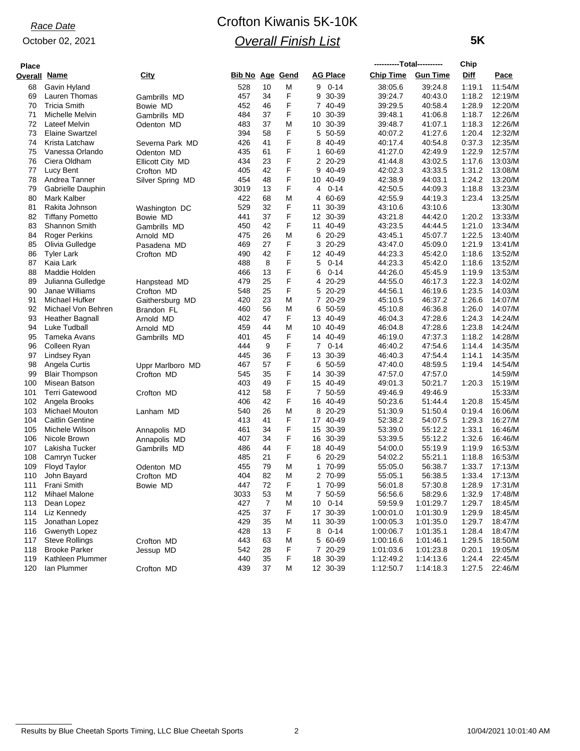*Race Date*

October 02, 2021

# Crofton Kiwanis 5K-10K

## *Overall Finish List*

**5K**

| Place Overall | Name | City | Bib No | Age | Gend | AG Place | | Total Chip Time | Total Gun Time | Chip Diff | Pace |
|---|---|---|---|---|---|---|---|---|---|---|---|
| 68 | Gavin Hyland | | 528 | 10 | M | 9 | 0-14 | 38:05.6 | 39:24.8 | 1:19.1 | 11:54/M |
| 69 | Lauren Thomas | Gambrills MD | 457 | 34 | F | 9 | 30-39 | 39:24.7 | 40:43.0 | 1:18.2 | 12:19/M |
| 70 | Tricia Smith | Bowie MD | 452 | 46 | F | 7 | 40-49 | 39:29.5 | 40:58.4 | 1:28.9 | 12:20/M |
| 71 | Michelle Melvin | Gambrills MD | 484 | 37 | F | 10 | 30-39 | 39:48.1 | 41:06.8 | 1:18.7 | 12:26/M |
| 72 | Lateef Melvin | Odenton MD | 483 | 37 | M | 10 | 30-39 | 39:48.7 | 41:07.1 | 1:18.3 | 12:26/M |
| 73 | Elaine Swartzel | | 394 | 58 | F | 5 | 50-59 | 40:07.2 | 41:27.6 | 1:20.4 | 12:32/M |
| 74 | Krista Latchaw | Severna Park MD | 426 | 41 | F | 8 | 40-49 | 40:17.4 | 40:54.8 | 0:37.3 | 12:35/M |
| 75 | Vanessa Orlando | Odenton MD | 435 | 61 | F | 1 | 60-69 | 41:27.0 | 42:49.9 | 1:22.9 | 12:57/M |
| 76 | Ciera Oldham | Ellicott City MD | 434 | 23 | F | 2 | 20-29 | 41:44.8 | 43:02.5 | 1:17.6 | 13:03/M |
| 77 | Lucy Bent | Crofton MD | 405 | 42 | F | 9 | 40-49 | 42:02.3 | 43:33.5 | 1:31.2 | 13:08/M |
| 78 | Andrea Tanner | Silver Spring MD | 454 | 48 | F | 10 | 40-49 | 42:38.9 | 44:03.1 | 1:24.2 | 13:20/M |
| 79 | Gabrielle Dauphin | | 3019 | 13 | F | 4 | 0-14 | 42:50.5 | 44:09.3 | 1:18.8 | 13:23/M |
| 80 | Mark Kalber | | 422 | 68 | M | 4 | 60-69 | 42:55.9 | 44:19.3 | 1:23.4 | 13:25/M |
| 81 | Rakita Johnson | Washington DC | 529 | 32 | F | 11 | 30-39 | 43:10.6 | 43:10.6 | | 13:30/M |
| 82 | Tiffany Pometto | Bowie MD | 441 | 37 | F | 12 | 30-39 | 43:21.8 | 44:42.0 | 1:20.2 | 13:33/M |
| 83 | Shannon Smith | Gambrills MD | 450 | 42 | F | 11 | 40-49 | 43:23.5 | 44:44.5 | 1:21.0 | 13:34/M |
| 84 | Roger Perkins | Arnold MD | 475 | 26 | M | 6 | 20-29 | 43:45.1 | 45:07.7 | 1:22.5 | 13:40/M |
| 85 | Olivia Gulledge | Pasadena MD | 469 | 27 | F | 3 | 20-29 | 43:47.0 | 45:09.0 | 1:21.9 | 13:41/M |
| 86 | Tyler Lark | Crofton MD | 490 | 42 | F | 12 | 40-49 | 44:23.3 | 45:42.0 | 1:18.6 | 13:52/M |
| 87 | Kaia Lark | | 488 | 8 | F | 5 | 0-14 | 44:23.3 | 45:42.0 | 1:18.6 | 13:52/M |
| 88 | Maddie Holden | | 466 | 13 | F | 6 | 0-14 | 44:26.0 | 45:45.9 | 1:19.9 | 13:53/M |
| 89 | Julianna Gulledge | Hanpstead MD | 479 | 25 | F | 4 | 20-29 | 44:55.0 | 46:17.3 | 1:22.3 | 14:02/M |
| 90 | Janae Williams | Crofton MD | 548 | 25 | F | 5 | 20-29 | 44:56.1 | 46:19.6 | 1:23.5 | 14:03/M |
| 91 | Michael Hufker | Gaithersburg MD | 420 | 23 | M | 7 | 20-29 | 45:10.5 | 46:37.2 | 1:26.6 | 14:07/M |
| 92 | Michael Von Behren | Brandon FL | 460 | 56 | M | 6 | 50-59 | 45:10.8 | 46:36.8 | 1:26.0 | 14:07/M |
| 93 | Heather Bagnall | Arnold MD | 402 | 47 | F | 13 | 40-49 | 46:04.3 | 47:28.6 | 1:24.3 | 14:24/M |
| 94 | Luke Tudball | Arnold MD | 459 | 44 | M | 10 | 40-49 | 46:04.8 | 47:28.6 | 1:23.8 | 14:24/M |
| 95 | Tameka Avans | Gambrills MD | 401 | 45 | F | 14 | 40-49 | 46:19.0 | 47:37.3 | 1:18.2 | 14:28/M |
| 96 | Colleen Ryan | | 444 | 9 | F | 7 | 0-14 | 46:40.2 | 47:54.6 | 1:14.4 | 14:35/M |
| 97 | Lindsey Ryan | | 445 | 36 | F | 13 | 30-39 | 46:40.3 | 47:54.4 | 1:14.1 | 14:35/M |
| 98 | Angela Curtis | Uppr Marlboro MD | 467 | 57 | F | 6 | 50-59 | 47:40.0 | 48:59.5 | 1:19.4 | 14:54/M |
| 99 | Blair Thompson | Crofton MD | 545 | 35 | F | 14 | 30-39 | 47:57.0 | 47:57.0 | | 14:59/M |
| 100 | Misean Batson | | 403 | 49 | F | 15 | 40-49 | 49:01.3 | 50:21.7 | 1:20.3 | 15:19/M |
| 101 | Terri Gatewood | Crofton MD | 412 | 58 | F | 7 | 50-59 | 49:46.9 | 49:46.9 | | 15:33/M |
| 102 | Angela Brooks | | 406 | 42 | F | 16 | 40-49 | 50:23.6 | 51:44.4 | 1:20.8 | 15:45/M |
| 103 | Michael Mouton | Lanham MD | 540 | 26 | M | 8 | 20-29 | 51:30.9 | 51:50.4 | 0:19.4 | 16:06/M |
| 104 | Caitlin Gentine | | 413 | 41 | F | 17 | 40-49 | 52:38.2 | 54:07.5 | 1:29.3 | 16:27/M |
| 105 | Michele Wilson | Annapolis MD | 461 | 34 | F | 15 | 30-39 | 53:39.0 | 55:12.2 | 1:33.1 | 16:46/M |
| 106 | Nicole Brown | Annapolis MD | 407 | 34 | F | 16 | 30-39 | 53:39.5 | 55:12.2 | 1:32.6 | 16:46/M |
| 107 | Lakisha Tucker | Gambrills MD | 486 | 44 | F | 18 | 40-49 | 54:00.0 | 55:19.9 | 1:19.9 | 16:53/M |
| 108 | Camryn Tucker | | 485 | 21 | F | 6 | 20-29 | 54:02.2 | 55:21.1 | 1:18.8 | 16:53/M |
| 109 | Floyd Taylor | Odenton MD | 455 | 79 | M | 1 | 70-99 | 55:05.0 | 56:38.7 | 1:33.7 | 17:13/M |
| 110 | John Bayard | Crofton MD | 404 | 82 | M | 2 | 70-99 | 55:05.1 | 56:38.5 | 1:33.4 | 17:13/M |
| 111 | Frani Smith | Bowie MD | 447 | 72 | F | 1 | 70-99 | 56:01.8 | 57:30.8 | 1:28.9 | 17:31/M |
| 112 | Mihael Malone | | 3033 | 53 | M | 7 | 50-59 | 56:56.6 | 58:29.6 | 1:32.9 | 17:48/M |
| 113 | Dean Lopez | | 427 | 7 | M | 10 | 0-14 | 59:59.9 | 1:01:29.7 | 1:29.7 | 18:45/M |
| 114 | Liz Kennedy | | 425 | 37 | F | 17 | 30-39 | 1:00:01.0 | 1:01:30.9 | 1:29.9 | 18:45/M |
| 115 | Jonathan Lopez | | 429 | 35 | M | 11 | 30-39 | 1:00:05.3 | 1:01:35.0 | 1:29.7 | 18:47/M |
| 116 | Gwenyth Lopez | | 428 | 13 | F | 8 | 0-14 | 1:00:06.7 | 1:01:35.1 | 1:28.4 | 18:47/M |
| 117 | Steve Rollings | Crofton MD | 443 | 63 | M | 5 | 60-69 | 1:00:16.6 | 1:01:46.1 | 1:29.5 | 18:50/M |
| 118 | Brooke Parker | Jessup MD | 542 | 28 | F | 7 | 20-29 | 1:01:03.6 | 1:01:23.8 | 0:20.1 | 19:05/M |
| 119 | Kathleen Plummer | | 440 | 35 | F | 18 | 30-39 | 1:12:49.2 | 1:14:13.6 | 1:24.4 | 22:45/M |
| 120 | Ian Plummer | Crofton MD | 439 | 37 | M | 12 | 30-39 | 1:12:50.7 | 1:14:18.3 | 1:27.5 | 22:46/M |

Results by Blue Cheetah Sports Timing, LLC Blue Cheetah Sports

10/04/2021 10:01:40 AM